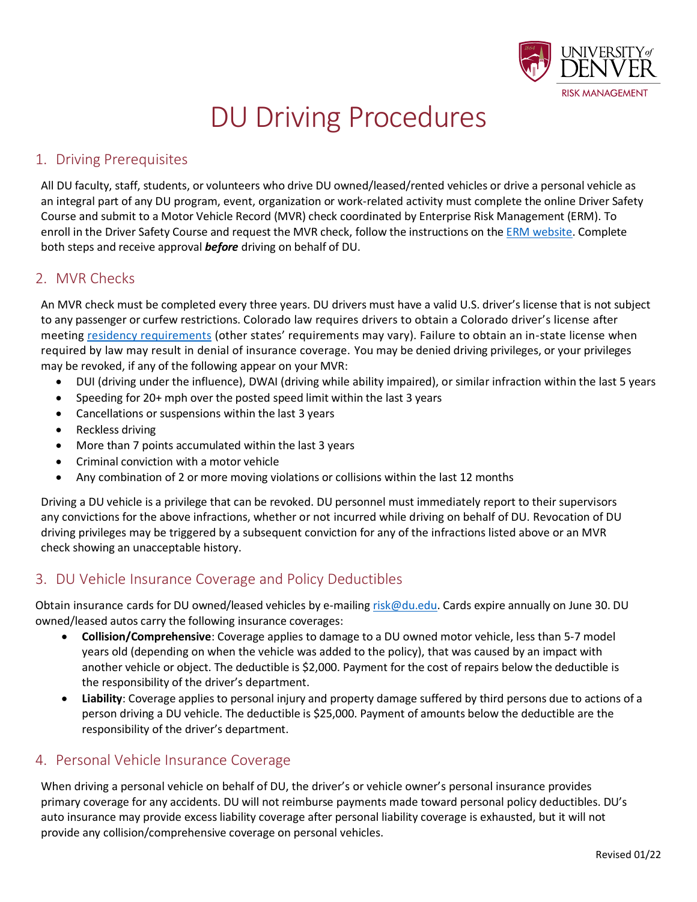# DU Driving Procedures

## 1. Driving Prerequisites

All DU faculty, staff, students, or volunteers who drive DU owned/leased/rented vehicles or drive a personal vehicle as an integral part of any DU program, event, organization or work-related activity must complete the online Driver Safety Course and submit to a Motor Vehicle Record (MVR) check coordinated by Enterprise Risk Management (ERM). To enroll in the Driver Safety Course and request the MVR check, follow the instructions on the ERM website. Complete both steps and receive approval ***before*** driving on behalf of DU.

## 2. MVR Checks

An MVR check must be completed every three years. DU drivers must have a valid U.S. driver's license that is not subject to any passenger or curfew restrictions. Colorado law requires drivers to obtain a Colorado driver's license after meeting residency requirements (other states' requirements may vary). Failure to obtain an in-state license when required by law may result in denial of insurance coverage. You may be denied driving privileges, or your privileges may be revoked, if any of the following appear on your MVR:

- DUI (driving under the influence), DWAI (driving while ability impaired), or similar infraction within the last 5 years
- Speeding for 20+ mph over the posted speed limit within the last 3 years
- Cancellations or suspensions within the last 3 years
- Reckless driving
- More than 7 points accumulated within the last 3 years
- Criminal conviction with a motor vehicle
- Any combination of 2 or more moving violations or collisions within the last 12 months

Driving a DU vehicle is a privilege that can be revoked. DU personnel must immediately report to their supervisors any convictions for the above infractions, whether or not incurred while driving on behalf of DU. Revocation of DU driving privileges may be triggered by a subsequent conviction for any of the infractions listed above or an MVR check showing an unacceptable history.

## 3. DU Vehicle Insurance Coverage and Policy Deductibles

Obtain insurance cards for DU owned/leased vehicles by e-mailing risk@du.edu. Cards expire annually on June 30. DU owned/leased autos carry the following insurance coverages:

- **Collision/Comprehensive**: Coverage applies to damage to a DU owned motor vehicle, less than 5-7 model years old (depending on when the vehicle was added to the policy), that was caused by an impact with another vehicle or object. The deductible is $2,000. Payment for the cost of repairs below the deductible is the responsibility of the driver's department.
- **Liability**: Coverage applies to personal injury and property damage suffered by third persons due to actions of a person driving a DU vehicle. The deductible is $25,000. Payment of amounts below the deductible are the responsibility of the driver's department.

## 4. Personal Vehicle Insurance Coverage

When driving a personal vehicle on behalf of DU, the driver's or vehicle owner's personal insurance provides primary coverage for any accidents. DU will not reimburse payments made toward personal policy deductibles. DU's auto insurance may provide excess liability coverage after personal liability coverage is exhausted, but it will not provide any collision/comprehensive coverage on personal vehicles.

Revised 01/22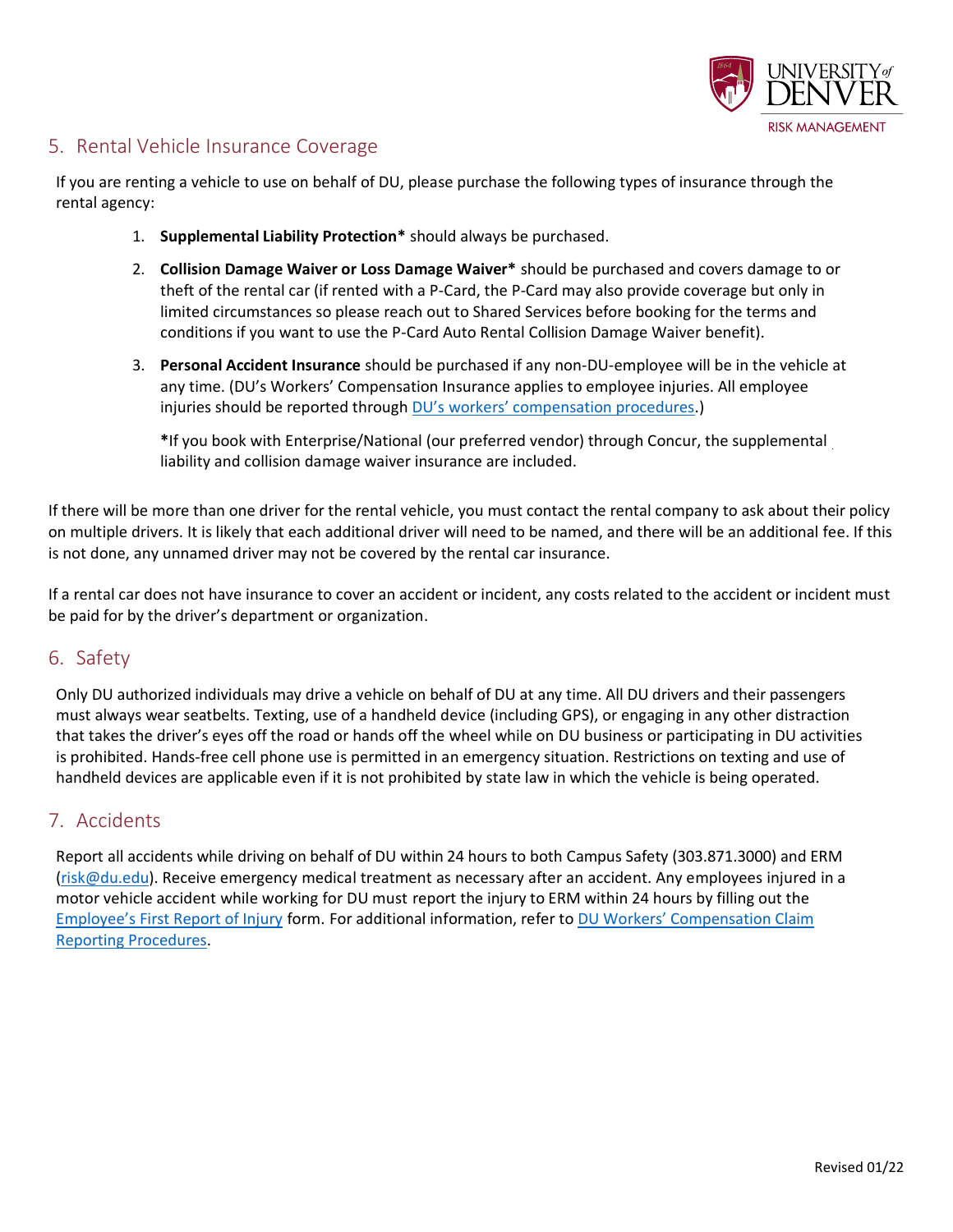## 5. Rental Vehicle Insurance Coverage

If you are renting a vehicle to use on behalf of DU, please purchase the following types of insurance through the rental agency:

1. **Supplemental Liability Protection*** should always be purchased.
2. **Collision Damage Waiver or Loss Damage Waiver*** should be purchased and covers damage to or theft of the rental car (if rented with a P-Card, the P-Card may also provide coverage but only in limited circumstances so please reach out to Shared Services before booking for the terms and conditions if you want to use the P-Card Auto Rental Collision Damage Waiver benefit).
3. **Personal Accident Insurance** should be purchased if any non-DU-employee will be in the vehicle at any time. (DU's Workers' Compensation Insurance applies to employee injuries. All employee injuries should be reported through DU's workers' compensation procedures.)

   ***** If you book with Enterprise/National (our preferred vendor) through Concur, the supplemental liability and collision damage waiver insurance are included.

If there will be more than one driver for the rental vehicle, you must contact the rental company to ask about their policy on multiple drivers. It is likely that each additional driver will need to be named, and there will be an additional fee. If this is not done, any unnamed driver may not be covered by the rental car insurance.

If a rental car does not have insurance to cover an accident or incident, any costs related to the accident or incident must be paid for by the driver's department or organization.

## 6. Safety

Only DU authorized individuals may drive a vehicle on behalf of DU at any time. All DU drivers and their passengers must always wear seatbelts. Texting, use of a handheld device (including GPS), or engaging in any other distraction that takes the driver's eyes off the road or hands off the wheel while on DU business or participating in DU activities is prohibited. Hands-free cell phone use is permitted in an emergency situation. Restrictions on texting and use of handheld devices are applicable even if it is not prohibited by state law in which the vehicle is being operated.

## 7. Accidents

Report all accidents while driving on behalf of DU within 24 hours to both Campus Safety (303.871.3000) and ERM (risk@du.edu). Receive emergency medical treatment as necessary after an accident. Any employees injured in a motor vehicle accident while working for DU must report the injury to ERM within 24 hours by filling out the Employee's First Report of Injury form. For additional information, refer to DU Workers' Compensation Claim Reporting Procedures.

Revised 01/22